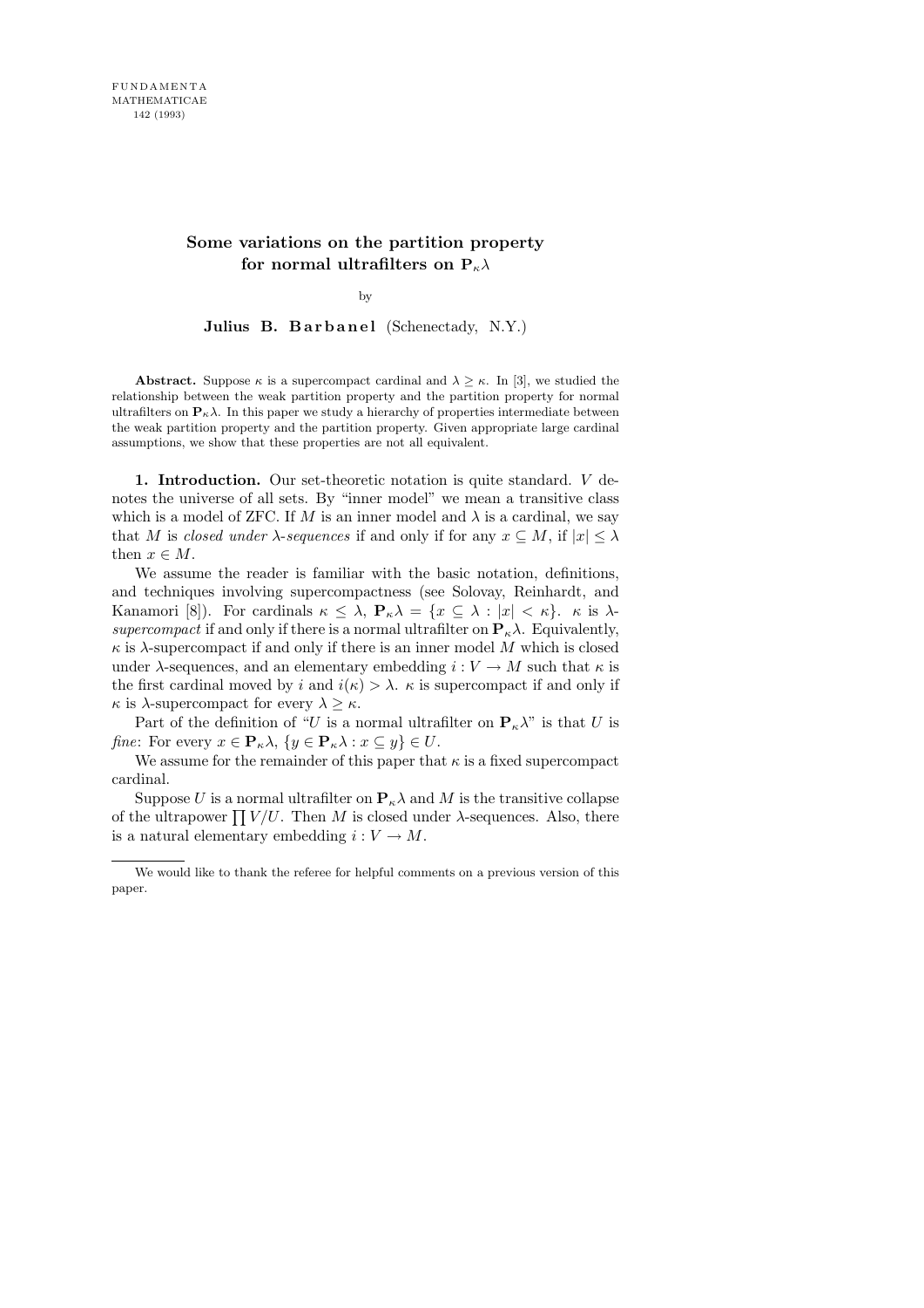# Some variations on the partition property for normal ultrafilters on $\mathbf{P}_\kappa\lambda$

by

**Julius B. Barbanel** (Schenectady, N.Y.)

**Abstract.** Suppose $\kappa$ is a supercompact cardinal and $\lambda \geq \kappa$. In [3], we studied the relationship between the weak partition property and the partition property for normal ultrafilters on $\mathbf{P}_\kappa\lambda$. In this paper we study a hierarchy of properties intermediate between the weak partition property and the partition property. Given appropriate large cardinal assumptions, we show that these properties are not all equivalent.

**1. Introduction.** Our set-theoretic notation is quite standard. $V$ denotes the universe of all sets. By "inner model" we mean a transitive class which is a model of ZFC. If $M$ is an inner model and $\lambda$ is a cardinal, we say that $M$ is *closed under $\lambda$-sequences* if and only if for any $x \subseteq M$, if $|x| \leq \lambda$ then $x \in M$.

We assume the reader is familiar with the basic notation, definitions, and techniques involving supercompactness (see Solovay, Reinhardt, and Kanamori [8]). For cardinals $\kappa \leq \lambda$, $\mathbf{P}_\kappa\lambda = \{x \subseteq \lambda : |x| < \kappa\}$. $\kappa$ is *$\lambda$-supercompact* if and only if there is a normal ultrafilter on $\mathbf{P}_\kappa\lambda$. Equivalently, $\kappa$ is $\lambda$-supercompact if and only if there is an inner model $M$ which is closed under $\lambda$-sequences, and an elementary embedding $i : V \to M$ such that $\kappa$ is the first cardinal moved by $i$ and $i(\kappa) > \lambda$. $\kappa$ is supercompact if and only if $\kappa$ is $\lambda$-supercompact for every $\lambda \geq \kappa$.

Part of the definition of "$U$ is a normal ultrafilter on $\mathbf{P}_\kappa\lambda$" is that $U$ is *fine*: For every $x \in \mathbf{P}_\kappa\lambda$, $\{y \in \mathbf{P}_\kappa\lambda : x \subseteq y\} \in U$.

We assume for the remainder of this paper that $\kappa$ is a fixed supercompact cardinal.

Suppose $U$ is a normal ultrafilter on $\mathbf{P}_\kappa\lambda$ and $M$ is the transitive collapse of the ultrapower $\prod V/U$. Then $M$ is closed under $\lambda$-sequences. Also, there is a natural elementary embedding $i : V \to M$.

---

We would like to thank the referee for helpful comments on a previous version of this paper.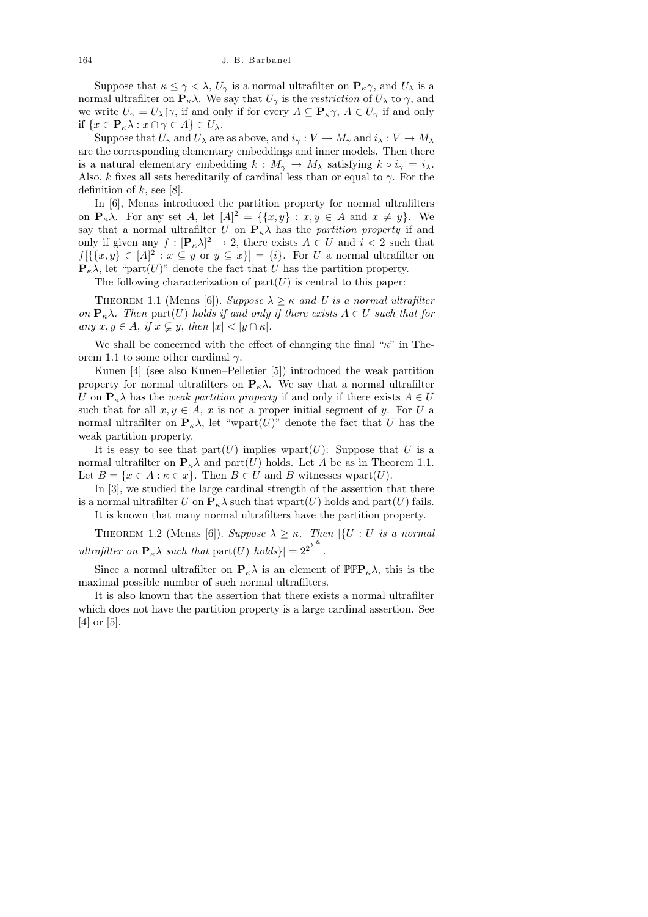Suppose that $\kappa \leq \gamma < \lambda$, $U_\gamma$ is a normal ultrafilter on $\mathbf{P}_\kappa\gamma$, and $U_\lambda$ is a normal ultrafilter on $\mathbf{P}_\kappa\lambda$. We say that $U_\gamma$ is the *restriction* of $U_\lambda$ to $\gamma$, and we write $U_\gamma = U_\lambda{\restriction}\gamma$, if and only if for every $A \subseteq \mathbf{P}_\kappa\gamma$, $A \in U_\gamma$ if and only if $\{x \in \mathbf{P}_\kappa\lambda : x \cap \gamma \in A\} \in U_\lambda$.

Suppose that $U_\gamma$ and $U_\lambda$ are as above, and $i_\gamma : V \to M_\gamma$ and $i_\lambda : V \to M_\lambda$ are the corresponding elementary embeddings and inner models. Then there is a natural elementary embedding $k : M_\gamma \to M_\lambda$ satisfying $k \circ i_\gamma = i_\lambda$. Also, $k$ fixes all sets hereditarily of cardinal less than or equal to $\gamma$. For the definition of $k$, see [8].

In [6], Menas introduced the partition property for normal ultrafilters on $\mathbf{P}_\kappa\lambda$. For any set $A$, let $[A]^2 = \{\{x,y\} : x, y \in A \text{ and } x \neq y\}$. We say that a normal ultrafilter $U$ on $\mathbf{P}_\kappa\lambda$ has the *partition property* if and only if given any $f : [\mathbf{P}_\kappa\lambda]^2 \to 2$, there exists $A \in U$ and $i < 2$ such that $f[\{\{x,y\} \in [A]^2 : x \subseteq y \text{ or } y \subseteq x\}] = \{i\}$. For $U$ a normal ultrafilter on $\mathbf{P}_\kappa\lambda$, let "part$(U)$" denote the fact that $U$ has the partition property.

The following characterization of part$(U)$ is central to this paper:

Theorem 1.1 (Menas [6]). *Suppose $\lambda \geq \kappa$ and $U$ is a normal ultrafilter on $\mathbf{P}_\kappa\lambda$. Then* part$(U)$ *holds if and only if there exists $A \in U$ such that for any $x, y \in A$, if $x \subsetneq y$, then $|x| < |y \cap \kappa|$.*

We shall be concerned with the effect of changing the final "$\kappa$" in Theorem 1.1 to some other cardinal $\gamma$.

Kunen [4] (see also Kunen–Pelletier [5]) introduced the weak partition property for normal ultrafilters on $\mathbf{P}_\kappa\lambda$. We say that a normal ultrafilter $U$ on $\mathbf{P}_\kappa\lambda$ has the *weak partition property* if and only if there exists $A \in U$ such that for all $x, y \in A$, $x$ is not a proper initial segment of $y$. For $U$ a normal ultrafilter on $\mathbf{P}_\kappa\lambda$, let "wpart$(U)$" denote the fact that $U$ has the weak partition property.

It is easy to see that part$(U)$ implies wpart$(U)$: Suppose that $U$ is a normal ultrafilter on $\mathbf{P}_\kappa\lambda$ and part$(U)$ holds. Let $A$ be as in Theorem 1.1. Let $B = \{x \in A : \kappa \in x\}$. Then $B \in U$ and $B$ witnesses wpart$(U)$.

In [3], we studied the large cardinal strength of the assertion that there is a normal ultrafilter $U$ on $\mathbf{P}_\kappa\lambda$ such that wpart$(U)$ holds and part$(U)$ fails.

It is known that many normal ultrafilters have the partition property.

Theorem 1.2 (Menas [6]). *Suppose $\lambda \geq \kappa$. Then $|\{U : U$ is a normal ultrafilter on $\mathbf{P}_\kappa\lambda$ such that* part$(U)$ *holds$\}| = 2^{2^{\lambda^{<\kappa}}}$.*

Since a normal ultrafilter on $\mathbf{P}_\kappa\lambda$ is an element of $\mathbb{P}\mathbb{P}\mathbf{P}_\kappa\lambda$, this is the maximal possible number of such normal ultrafilters.

It is also known that the assertion that there exists a normal ultrafilter which does not have the partition property is a large cardinal assertion. See [4] or [5].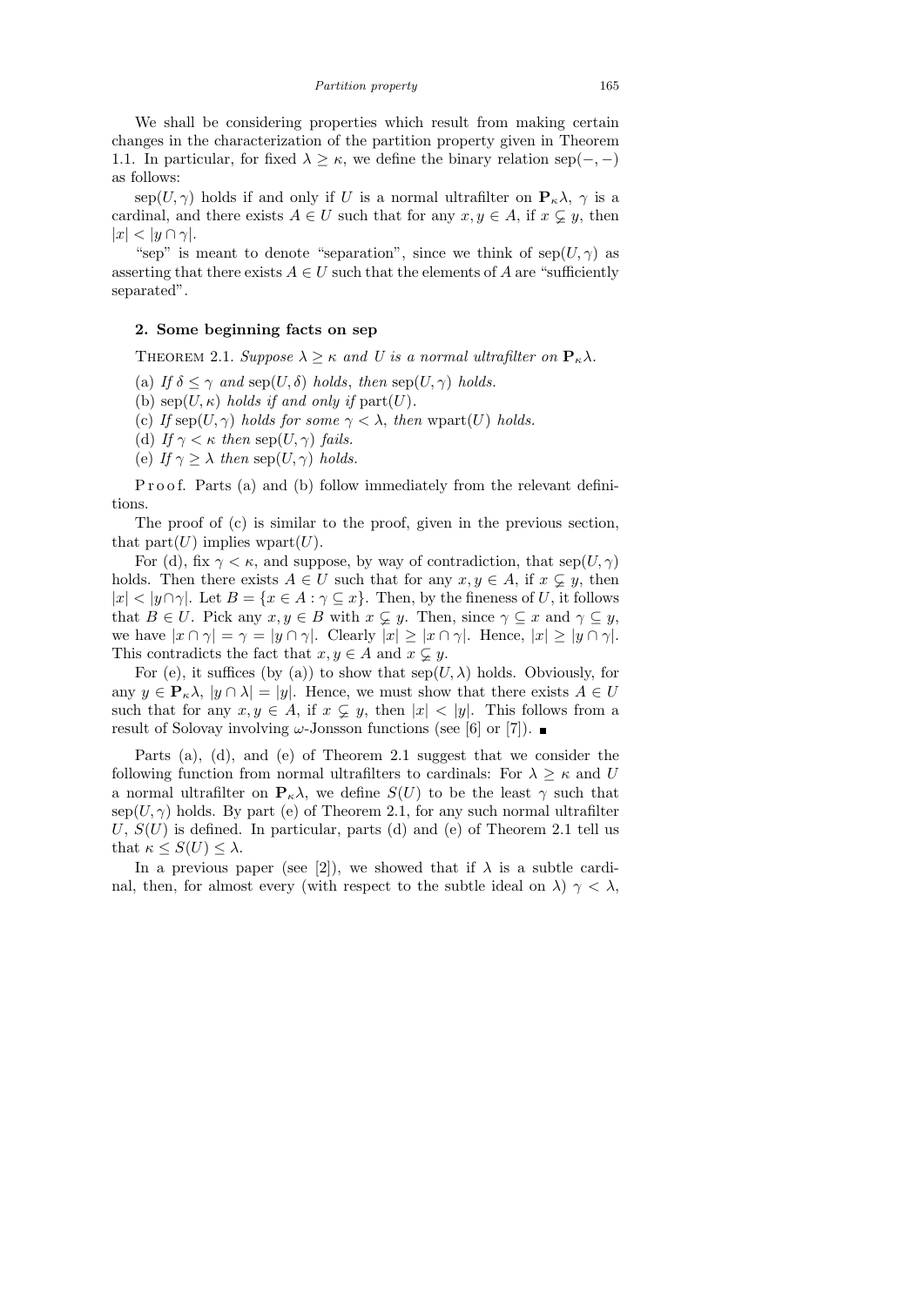We shall be considering properties which result from making certain changes in the characterization of the partition property given in Theorem 1.1. In particular, for fixed $\lambda \geq \kappa$, we define the binary relation $\mathrm{sep}(-,-)$ as follows:

$\mathrm{sep}(U,\gamma)$ holds if and only if $U$ is a normal ultrafilter on $\mathbf{P}_\kappa\lambda$, $\gamma$ is a cardinal, and there exists $A \in U$ such that for any $x, y \in A$, if $x \subsetneq y$, then $|x| < |y \cap \gamma|$.

"sep" is meant to denote "separation", since we think of $\mathrm{sep}(U,\gamma)$ as asserting that there exists $A \in U$ such that the elements of $A$ are "sufficiently separated".

## 2. Some beginning facts on sep

THEOREM 2.1. *Suppose $\lambda \geq \kappa$ and $U$ is a normal ultrafilter on $\mathbf{P}_\kappa\lambda$.*

(a) *If $\delta \leq \gamma$ and $\mathrm{sep}(U,\delta)$ holds, then $\mathrm{sep}(U,\gamma)$ holds.*

(b) *$\mathrm{sep}(U,\kappa)$ holds if and only if $\mathrm{part}(U)$.*

(c) *If $\mathrm{sep}(U,\gamma)$ holds for some $\gamma < \lambda$, then $\mathrm{wpart}(U)$ holds.*

(d) *If $\gamma < \kappa$ then $\mathrm{sep}(U,\gamma)$ fails.*

(e) *If $\gamma \geq \lambda$ then $\mathrm{sep}(U,\gamma)$ holds.*

Proof. Parts (a) and (b) follow immediately from the relevant definitions.

The proof of (c) is similar to the proof, given in the previous section, that $\mathrm{part}(U)$ implies $\mathrm{wpart}(U)$.

For (d), fix $\gamma < \kappa$, and suppose, by way of contradiction, that $\mathrm{sep}(U,\gamma)$ holds. Then there exists $A \in U$ such that for any $x, y \in A$, if $x \subsetneq y$, then $|x| < |y \cap \gamma|$. Let $B = \{x \in A : \gamma \subseteq x\}$. Then, by the fineness of $U$, it follows that $B \in U$. Pick any $x, y \in B$ with $x \subsetneq y$. Then, since $\gamma \subseteq x$ and $\gamma \subseteq y$, we have $|x \cap \gamma| = \gamma = |y \cap \gamma|$. Clearly $|x| \geq |x \cap \gamma|$. Hence, $|x| \geq |y \cap \gamma|$. This contradicts the fact that $x, y \in A$ and $x \subsetneq y$.

For (e), it suffices (by (a)) to show that $\mathrm{sep}(U,\lambda)$ holds. Obviously, for any $y \in \mathbf{P}_\kappa\lambda$, $|y \cap \lambda| = |y|$. Hence, we must show that there exists $A \in U$ such that for any $x, y \in A$, if $x \subsetneq y$, then $|x| < |y|$. This follows from a result of Solovay involving $\omega$-Jonsson functions (see [6] or [7]). ∎

Parts (a), (d), and (e) of Theorem 2.1 suggest that we consider the following function from normal ultrafilters to cardinals: For $\lambda \geq \kappa$ and $U$ a normal ultrafilter on $\mathbf{P}_\kappa\lambda$, we define $S(U)$ to be the least $\gamma$ such that $\mathrm{sep}(U,\gamma)$ holds. By part (e) of Theorem 2.1, for any such normal ultrafilter $U$, $S(U)$ is defined. In particular, parts (d) and (e) of Theorem 2.1 tell us that $\kappa \leq S(U) \leq \lambda$.

In a previous paper (see [2]), we showed that if $\lambda$ is a subtle cardinal, then, for almost every (with respect to the subtle ideal on $\lambda$) $\gamma < \lambda$,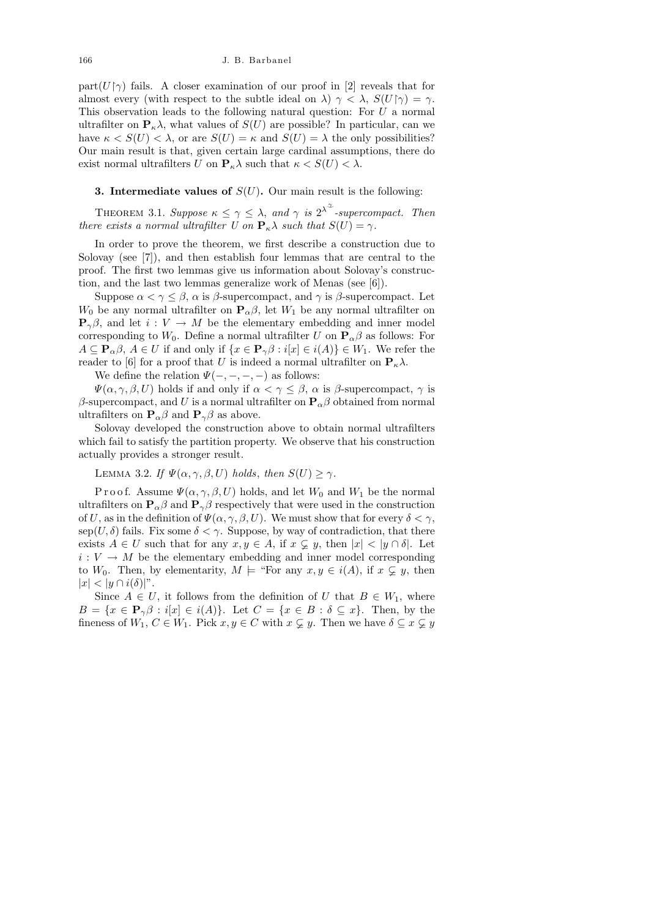part$(U\restriction\gamma)$ fails. A closer examination of our proof in [2] reveals that for almost every (with respect to the subtle ideal on $\lambda$) $\gamma < \lambda$, $S(U\restriction\gamma) = \gamma$. This observation leads to the following natural question: For $U$ a normal ultrafilter on $\mathbf{P}_\kappa\lambda$, what values of $S(U)$ are possible? In particular, can we have $\kappa < S(U) < \lambda$, or are $S(U) = \kappa$ and $S(U) = \lambda$ the only possibilities? Our main result is that, given certain large cardinal assumptions, there do exist normal ultrafilters $U$ on $\mathbf{P}_\kappa\lambda$ such that $\kappa < S(U) < \lambda$.

**3. Intermediate values of $S(U)$.** Our main result is the following:

THEOREM 3.1. *Suppose $\kappa \le \gamma \le \lambda$, and $\gamma$ is $2^{\lambda^{\underline{\gamma}}}$-supercompact. Then there exists a normal ultrafilter $U$ on $\mathbf{P}_\kappa\lambda$ such that $S(U) = \gamma$.*

In order to prove the theorem, we first describe a construction due to Solovay (see [7]), and then establish four lemmas that are central to the proof. The first two lemmas give us information about Solovay's construction, and the last two lemmas generalize work of Menas (see [6]).

Suppose $\alpha < \gamma \le \beta$, $\alpha$ is $\beta$-supercompact, and $\gamma$ is $\beta$-supercompact. Let $W_0$ be any normal ultrafilter on $\mathbf{P}_\alpha\beta$, let $W_1$ be any normal ultrafilter on $\mathbf{P}_\gamma\beta$, and let $i : V \to M$ be the elementary embedding and inner model corresponding to $W_0$. Define a normal ultrafilter $U$ on $\mathbf{P}_\alpha\beta$ as follows: For $A \subseteq \mathbf{P}_\alpha\beta$, $A \in U$ if and only if $\{x \in \mathbf{P}_\gamma\beta : i[x] \in i(A)\} \in W_1$. We refer the reader to [6] for a proof that $U$ is indeed a normal ultrafilter on $\mathbf{P}_\kappa\lambda$.

We define the relation $\Psi(-,-,-,-)$ as follows:

$\Psi(\alpha, \gamma, \beta, U)$ holds if and only if $\alpha < \gamma \le \beta$, $\alpha$ is $\beta$-supercompact, $\gamma$ is $\beta$-supercompact, and $U$ is a normal ultrafilter on $\mathbf{P}_\alpha\beta$ obtained from normal ultrafilters on $\mathbf{P}_\alpha\beta$ and $\mathbf{P}_\gamma\beta$ as above.

Solovay developed the construction above to obtain normal ultrafilters which fail to satisfy the partition property. We observe that his construction actually provides a stronger result.

LEMMA 3.2. *If $\Psi(\alpha, \gamma, \beta, U)$ holds, then $S(U) \ge \gamma$.*

Proof. Assume $\Psi(\alpha, \gamma, \beta, U)$ holds, and let $W_0$ and $W_1$ be the normal ultrafilters on $\mathbf{P}_\alpha\beta$ and $\mathbf{P}_\gamma\beta$ respectively that were used in the construction of $U$, as in the definition of $\Psi(\alpha, \gamma, \beta, U)$. We must show that for every $\delta < \gamma$, sep$(U, \delta)$ fails. Fix some $\delta < \gamma$. Suppose, by way of contradiction, that there exists $A \in U$ such that for any $x, y \in A$, if $x \subsetneq y$, then $|x| < |y \cap \delta|$. Let $i : V \to M$ be the elementary embedding and inner model corresponding to $W_0$. Then, by elementarity, $M \models$ "For any $x, y \in i(A)$, if $x \subsetneq y$, then $|x| < |y \cap i(\delta)|$".

Since $A \in U$, it follows from the definition of $U$ that $B \in W_1$, where $B = \{x \in \mathbf{P}_\gamma\beta : i[x] \in i(A)\}$. Let $C = \{x \in B : \delta \subseteq x\}$. Then, by the fineness of $W_1$, $C \in W_1$. Pick $x, y \in C$ with $x \subsetneq y$. Then we have $\delta \subseteq x \subsetneq y$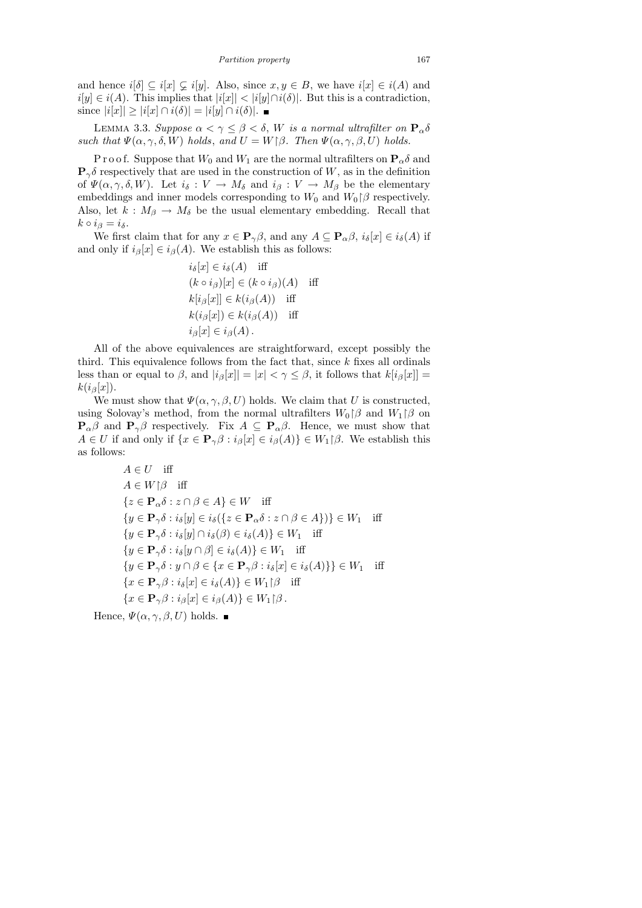and hence $i[\delta] \subseteq i[x] \subsetneq i[y]$. Also, since $x, y \in B$, we have $i[x] \in i(A)$ and $i[y] \in i(A)$. This implies that $|i[x]| < |i[y] \cap i(\delta)|$. But this is a contradiction, since $|i[x]| \geq |i[x] \cap i(\delta)| = |i[y] \cap i(\delta)|$. ■

LEMMA 3.3. *Suppose $\alpha < \gamma \leq \beta < \delta$, $W$ is a normal ultrafilter on $\mathbf{P}_\alpha\delta$ such that $\Psi(\alpha, \gamma, \delta, W)$ holds, and $U = W{\restriction}\beta$. Then $\Psi(\alpha, \gamma, \beta, U)$ holds.*

Proof. Suppose that $W_0$ and $W_1$ are the normal ultrafilters on $\mathbf{P}_\alpha\delta$ and $\mathbf{P}_\gamma\delta$ respectively that are used in the construction of $W$, as in the definition of $\Psi(\alpha, \gamma, \delta, W)$. Let $i_\delta : V \to M_\delta$ and $i_\beta : V \to M_\beta$ be the elementary embeddings and inner models corresponding to $W_0$ and $W_0{\restriction}\beta$ respectively. Also, let $k : M_\beta \to M_\delta$ be the usual elementary embedding. Recall that $k \circ i_\beta = i_\delta$.

We first claim that for any $x \in \mathbf{P}_\gamma\beta$, and any $A \subseteq \mathbf{P}_\alpha\beta$, $i_\delta[x] \in i_\delta(A)$ if and only if $i_\beta[x] \in i_\beta(A)$. We establish this as follows:

$$
\begin{aligned}
& i_\delta[x] \in i_\delta(A) \quad \text{iff} \\
& (k \circ i_\beta)[x] \in (k \circ i_\beta)(A) \quad \text{iff} \\
& k[i_\beta[x]] \in k(i_\beta(A)) \quad \text{iff} \\
& k(i_\beta[x]) \in k(i_\beta(A)) \quad \text{iff} \\
& i_\beta[x] \in i_\beta(A)\,.
\end{aligned}
$$

All of the above equivalences are straightforward, except possibly the third. This equivalence follows from the fact that, since $k$ fixes all ordinals less than or equal to $\beta$, and $|i_\beta[x]| = |x| < \gamma \leq \beta$, it follows that $k[i_\beta[x]] = k(i_\beta[x])$.

We must show that $\Psi(\alpha, \gamma, \beta, U)$ holds. We claim that $U$ is constructed, using Solovay's method, from the normal ultrafilters $W_0{\restriction}\beta$ and $W_1{\restriction}\beta$ on $\mathbf{P}_\alpha\beta$ and $\mathbf{P}_\gamma\beta$ respectively. Fix $A \subseteq \mathbf{P}_\alpha\beta$. Hence, we must show that $A \in U$ if and only if $\{x \in \mathbf{P}_\gamma\beta : i_\beta[x] \in i_\beta(A)\} \in W_1{\restriction}\beta$. We establish this as follows:

$$
\begin{aligned}
& A \in U \quad \text{iff} \\
& A \in W{\restriction}\beta \quad \text{iff} \\
& \{z \in \mathbf{P}_\alpha\delta : z \cap \beta \in A\} \in W \quad \text{iff} \\
& \{y \in \mathbf{P}_\gamma\delta : i_\delta[y] \in i_\delta(\{z \in \mathbf{P}_\alpha\delta : z \cap \beta \in A\})\} \in W_1 \quad \text{iff} \\
& \{y \in \mathbf{P}_\gamma\delta : i_\delta[y] \cap i_\delta(\beta) \in i_\delta(A)\} \in W_1 \quad \text{iff} \\
& \{y \in \mathbf{P}_\gamma\delta : i_\delta[y \cap \beta] \in i_\delta(A)\} \in W_1 \quad \text{iff} \\
& \{y \in \mathbf{P}_\gamma\delta : y \cap \beta \in \{x \in \mathbf{P}_\gamma\beta : i_\delta[x] \in i_\delta(A)\}\} \in W_1 \quad \text{iff} \\
& \{x \in \mathbf{P}_\gamma\beta : i_\delta[x] \in i_\delta(A)\} \in W_1{\restriction}\beta \quad \text{iff} \\
& \{x \in \mathbf{P}_\gamma\beta : i_\beta[x] \in i_\beta(A)\} \in W_1{\restriction}\beta\,.
\end{aligned}
$$

Hence, $\Psi(\alpha, \gamma, \beta, U)$ holds. ■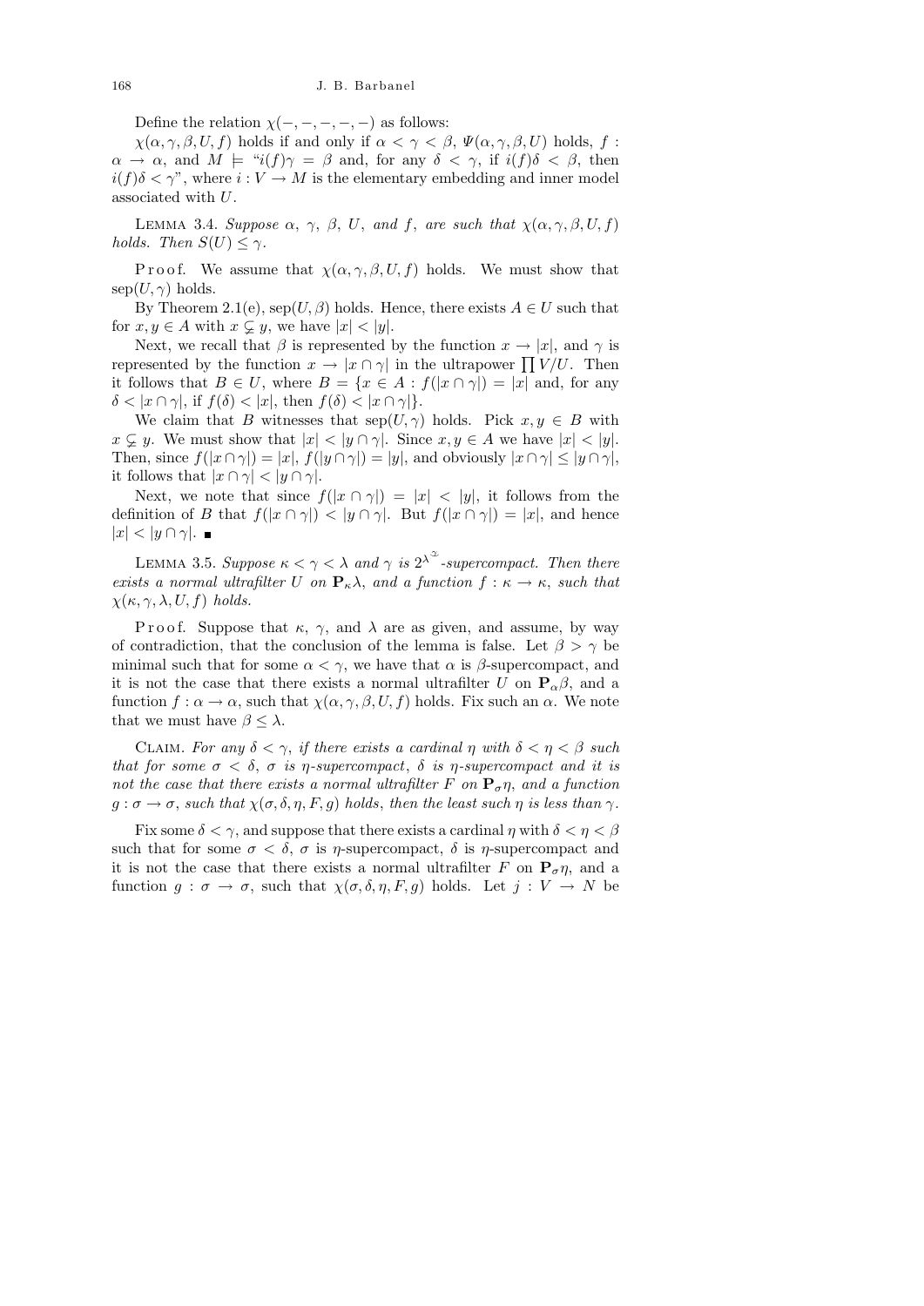Define the relation $\chi(-,-,-,-,-)$ as follows:

$\chi(\alpha,\gamma,\beta,U,f)$ holds if and only if $\alpha<\gamma<\beta$, $\Psi(\alpha,\gamma,\beta,U)$ holds, $f:\alpha\to\alpha$, and $M\models$ "$i(f)\gamma=\beta$ and, for any $\delta<\gamma$, if $i(f)\delta<\beta$, then $i(f)\delta<\gamma$", where $i:V\to M$ is the elementary embedding and inner model associated with $U$.

Lemma 3.4. *Suppose $\alpha$, $\gamma$, $\beta$, $U$, and $f$, are such that $\chi(\alpha,\gamma,\beta,U,f)$ holds. Then $S(U)\le\gamma$.*

Proof. We assume that $\chi(\alpha,\gamma,\beta,U,f)$ holds. We must show that $\mathrm{sep}(U,\gamma)$ holds.

By Theorem 2.1(e), $\mathrm{sep}(U,\beta)$ holds. Hence, there exists $A\in U$ such that for $x,y\in A$ with $x\subsetneq y$, we have $|x|<|y|$.

Next, we recall that $\beta$ is represented by the function $x\to|x|$, and $\gamma$ is represented by the function $x\to|x\cap\gamma|$ in the ultrapower $\prod V/U$. Then it follows that $B\in U$, where $B=\{x\in A: f(|x\cap\gamma|)=|x|$ and, for any $\delta<|x\cap\gamma|$, if $f(\delta)<|x|$, then $f(\delta)<|x\cap\gamma|\}$.

We claim that $B$ witnesses that $\mathrm{sep}(U,\gamma)$ holds. Pick $x,y\in B$ with $x\subsetneq y$. We must show that $|x|<|y\cap\gamma|$. Since $x,y\in A$ we have $|x|<|y|$. Then, since $f(|x\cap\gamma|)=|x|$, $f(|y\cap\gamma|)=|y|$, and obviously $|x\cap\gamma|\le|y\cap\gamma|$, it follows that $|x\cap\gamma|<|y\cap\gamma|$.

Next, we note that since $f(|x\cap\gamma|)=|x|<|y|$, it follows from the definition of $B$ that $f(|x\cap\gamma|)<|y\cap\gamma|$. But $f(|x\cap\gamma|)=|x|$, and hence $|x|<|y\cap\gamma|$. ∎

Lemma 3.5. *Suppose $\kappa<\gamma<\lambda$ and $\gamma$ is $2^{\lambda^{\underline{\alpha}}}$-supercompact. Then there exists a normal ultrafilter $U$ on $\mathbf{P}_\kappa\lambda$, and a function $f:\kappa\to\kappa$, such that $\chi(\kappa,\gamma,\lambda,U,f)$ holds.*

Proof. Suppose that $\kappa$, $\gamma$, and $\lambda$ are as given, and assume, by way of contradiction, that the conclusion of the lemma is false. Let $\beta>\gamma$ be minimal such that for some $\alpha<\gamma$, we have that $\alpha$ is $\beta$-supercompact, and it is not the case that there exists a normal ultrafilter $U$ on $\mathbf{P}_\alpha\beta$, and a function $f:\alpha\to\alpha$, such that $\chi(\alpha,\gamma,\beta,U,f)$ holds. Fix such an $\alpha$. We note that we must have $\beta\le\lambda$.

Claim. *For any $\delta<\gamma$, if there exists a cardinal $\eta$ with $\delta<\eta<\beta$ such that for some $\sigma<\delta$, $\sigma$ is $\eta$-supercompact, $\delta$ is $\eta$-supercompact and it is not the case that there exists a normal ultrafilter $F$ on $\mathbf{P}_\sigma\eta$, and a function $g:\sigma\to\sigma$, such that $\chi(\sigma,\delta,\eta,F,g)$ holds, then the least such $\eta$ is less than $\gamma$.*

Fix some $\delta<\gamma$, and suppose that there exists a cardinal $\eta$ with $\delta<\eta<\beta$ such that for some $\sigma<\delta$, $\sigma$ is $\eta$-supercompact, $\delta$ is $\eta$-supercompact and it is not the case that there exists a normal ultrafilter $F$ on $\mathbf{P}_\sigma\eta$, and a function $g:\sigma\to\sigma$, such that $\chi(\sigma,\delta,\eta,F,g)$ holds. Let $j:V\to N$ be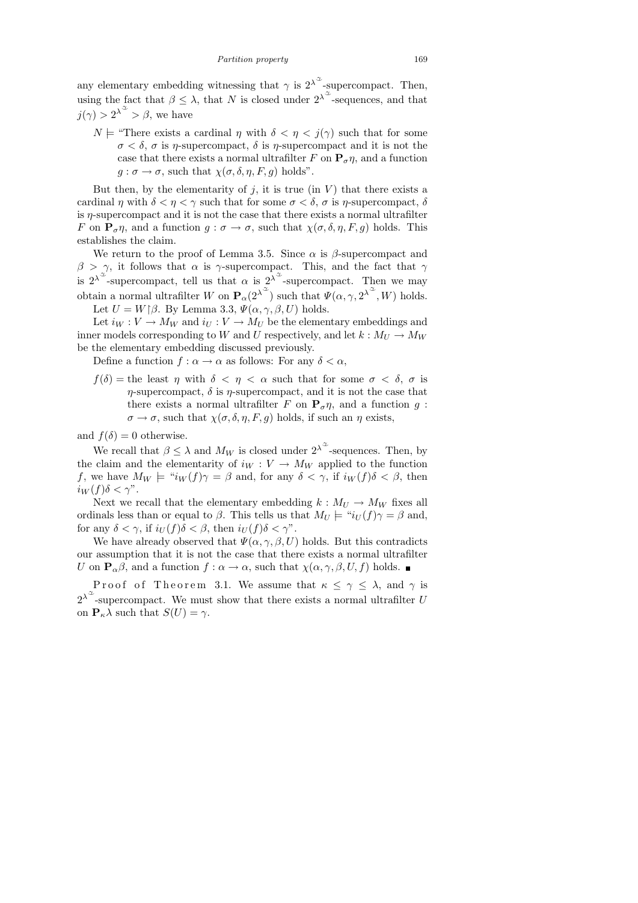any elementary embedding witnessing that $\gamma$ is $2^{\lambda^{\alpha}}$-supercompact. Then, using the fact that $\beta \le \lambda$, that $N$ is closed under $2^{\lambda^{\alpha}}$-sequences, and that $j(\gamma) > 2^{\lambda^{\alpha}} > \beta$, we have

> $N \models$ "There exists a cardinal $\eta$ with $\delta < \eta < j(\gamma)$ such that for some $\sigma < \delta$, $\sigma$ is $\eta$-supercompact, $\delta$ is $\eta$-supercompact and it is not the case that there exists a normal ultrafilter $F$ on $\mathbf{P}_\sigma \eta$, and a function $g : \sigma \to \sigma$, such that $\chi(\sigma, \delta, \eta, F, g)$ holds".

But then, by the elementarity of $j$, it is true (in $V$) that there exists a cardinal $\eta$ with $\delta < \eta < \gamma$ such that for some $\sigma < \delta$, $\sigma$ is $\eta$-supercompact, $\delta$ is $\eta$-supercompact and it is not the case that there exists a normal ultrafilter $F$ on $\mathbf{P}_\sigma \eta$, and a function $g : \sigma \to \sigma$, such that $\chi(\sigma, \delta, \eta, F, g)$ holds. This establishes the claim.

We return to the proof of Lemma 3.5. Since $\alpha$ is $\beta$-supercompact and $\beta > \gamma$, it follows that $\alpha$ is $\gamma$-supercompact. This, and the fact that $\gamma$ is $2^{\lambda^{\alpha}}$-supercompact, tell us that $\alpha$ is $2^{\lambda^{\alpha}}$-supercompact. Then we may obtain a normal ultrafilter $W$ on $\mathbf{P}_\alpha(2^{\lambda^{\alpha}})$ such that $\Psi(\alpha, \gamma, 2^{\lambda^{\alpha}}, W)$ holds.

Let $U = W \restriction \beta$. By Lemma 3.3, $\Psi(\alpha, \gamma, \beta, U)$ holds.

Let $i_W : V \to M_W$ and $i_U : V \to M_U$ be the elementary embeddings and inner models corresponding to $W$ and $U$ respectively, and let $k : M_U \to M_W$ be the elementary embedding discussed previously.

Define a function $f : \alpha \to \alpha$ as follows: For any $\delta < \alpha$,

> $f(\delta) =$ the least $\eta$ with $\delta < \eta < \alpha$ such that for some $\sigma < \delta$, $\sigma$ is $\eta$-supercompact, $\delta$ is $\eta$-supercompact, and it is not the case that there exists a normal ultrafilter $F$ on $\mathbf{P}_\sigma \eta$, and a function $g : \sigma \to \sigma$, such that $\chi(\sigma, \delta, \eta, F, g)$ holds, if such an $\eta$ exists,

and $f(\delta) = 0$ otherwise.

We recall that $\beta \le \lambda$ and $M_W$ is closed under $2^{\lambda^{\alpha}}$-sequences. Then, by the claim and the elementarity of $i_W : V \to M_W$ applied to the function $f$, we have $M_W \models$ "$i_W(f)\gamma = \beta$ and, for any $\delta < \gamma$, if $i_W(f)\delta < \beta$, then $i_W(f)\delta < \gamma$".

Next we recall that the elementary embedding $k : M_U \to M_W$ fixes all ordinals less than or equal to $\beta$. This tells us that $M_U \models$ "$i_U(f)\gamma = \beta$ and, for any $\delta < \gamma$, if $i_U(f)\delta < \beta$, then $i_U(f)\delta < \gamma$".

We have already observed that $\Psi(\alpha, \gamma, \beta, U)$ holds. But this contradicts our assumption that it is not the case that there exists a normal ultrafilter $U$ on $\mathbf{P}_\alpha \beta$, and a function $f : \alpha \to \alpha$, such that $\chi(\alpha, \gamma, \beta, U, f)$ holds. ∎

Proof of Theorem 3.1. We assume that $\kappa \le \gamma \le \lambda$, and $\gamma$ is $2^{\lambda^{\alpha}}$-supercompact. We must show that there exists a normal ultrafilter $U$ on $\mathbf{P}_\kappa \lambda$ such that $S(U) = \gamma$.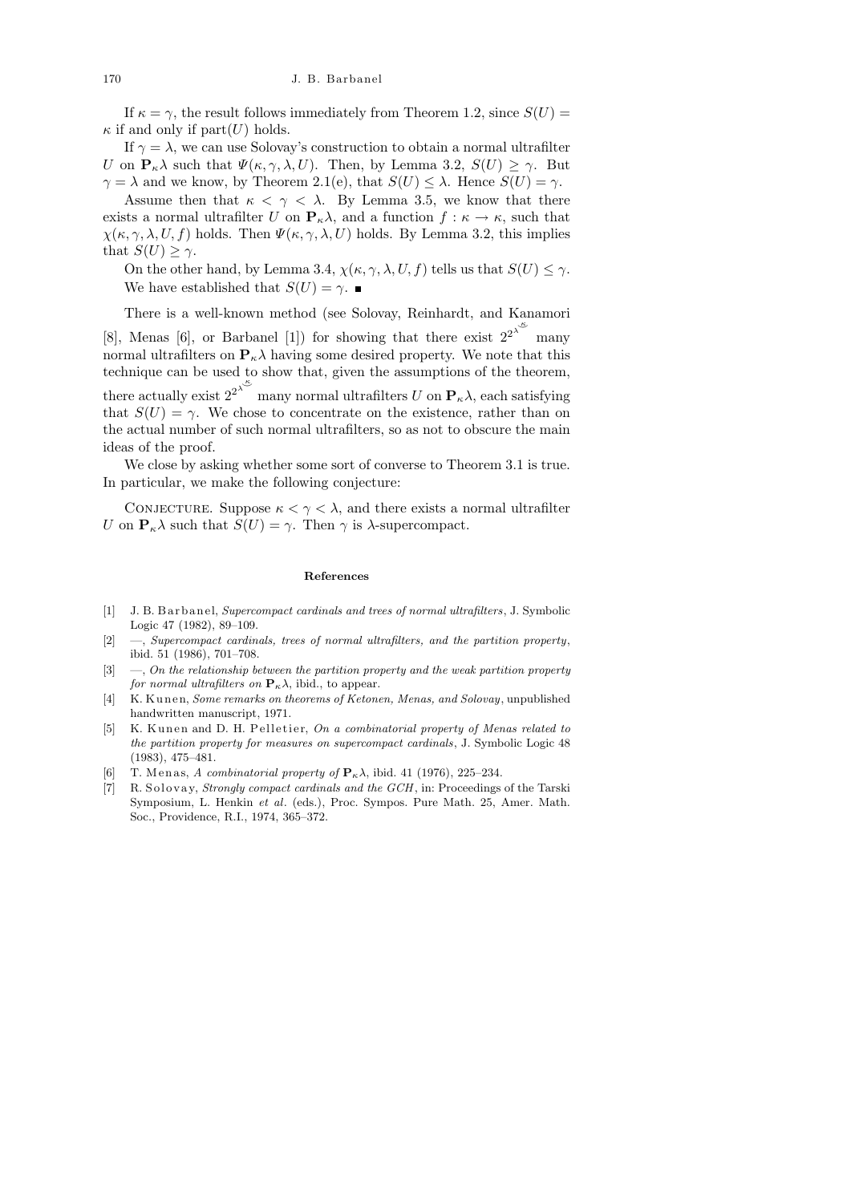If $\kappa = \gamma$, the result follows immediately from Theorem 1.2, since $S(U) = \kappa$ if and only if $\mathrm{part}(U)$ holds.

If $\gamma = \lambda$, we can use Solovay's construction to obtain a normal ultrafilter $U$ on $\mathbf{P}_\kappa\lambda$ such that $\Psi(\kappa, \gamma, \lambda, U)$. Then, by Lemma 3.2, $S(U) \geq \gamma$. But $\gamma = \lambda$ and we know, by Theorem 2.1(e), that $S(U) \leq \lambda$. Hence $S(U) = \gamma$.

Assume then that $\kappa < \gamma < \lambda$. By Lemma 3.5, we know that there exists a normal ultrafilter $U$ on $\mathbf{P}_\kappa\lambda$, and a function $f : \kappa \to \kappa$, such that $\chi(\kappa, \gamma, \lambda, U, f)$ holds. Then $\Psi(\kappa, \gamma, \lambda, U)$ holds. By Lemma 3.2, this implies that $S(U) \geq \gamma$.

On the other hand, by Lemma 3.4, $\chi(\kappa, \gamma, \lambda, U, f)$ tells us that $S(U) \leq \gamma$. We have established that $S(U) = \gamma$. ∎

There is a well-known method (see Solovay, Reinhardt, and Kanamori [8], Menas [6], or Barbanel [1]) for showing that there exist $2^{2^{\lambda^{<\kappa}}}$ many normal ultrafilters on $\mathbf{P}_\kappa\lambda$ having some desired property. We note that this technique can be used to show that, given the assumptions of the theorem, there actually exist $2^{2^{\lambda^{<\kappa}}}$ many normal ultrafilters $U$ on $\mathbf{P}_\kappa\lambda$, each satisfying that $S(U) = \gamma$. We chose to concentrate on the existence, rather than on the actual number of such normal ultrafilters, so as not to obscure the main ideas of the proof.

We close by asking whether some sort of converse to Theorem 3.1 is true. In particular, we make the following conjecture:

Conjecture. Suppose $\kappa < \gamma < \lambda$, and there exists a normal ultrafilter $U$ on $\mathbf{P}_\kappa\lambda$ such that $S(U) = \gamma$. Then $\gamma$ is $\lambda$-supercompact.

## References

[1] J. B. Barbanel, *Supercompact cardinals and trees of normal ultrafilters*, J. Symbolic Logic 47 (1982), 89–109.

[2] —, *Supercompact cardinals, trees of normal ultrafilters, and the partition property*, ibid. 51 (1986), 701–708.

[3] —, *On the relationship between the partition property and the weak partition property for normal ultrafilters on* $\mathbf{P}_\kappa\lambda$, ibid., to appear.

[4] K. Kunen, *Some remarks on theorems of Ketonen, Menas, and Solovay*, unpublished handwritten manuscript, 1971.

[5] K. Kunen and D. H. Pelletier, *On a combinatorial property of Menas related to the partition property for measures on supercompact cardinals*, J. Symbolic Logic 48 (1983), 475–481.

[6] T. Menas, *A combinatorial property of* $\mathbf{P}_\kappa\lambda$, ibid. 41 (1976), 225–234.

[7] R. Solovay, *Strongly compact cardinals and the GCH*, in: Proceedings of the Tarski Symposium, L. Henkin *et al.* (eds.), Proc. Sympos. Pure Math. 25, Amer. Math. Soc., Providence, R.I., 1974, 365–372.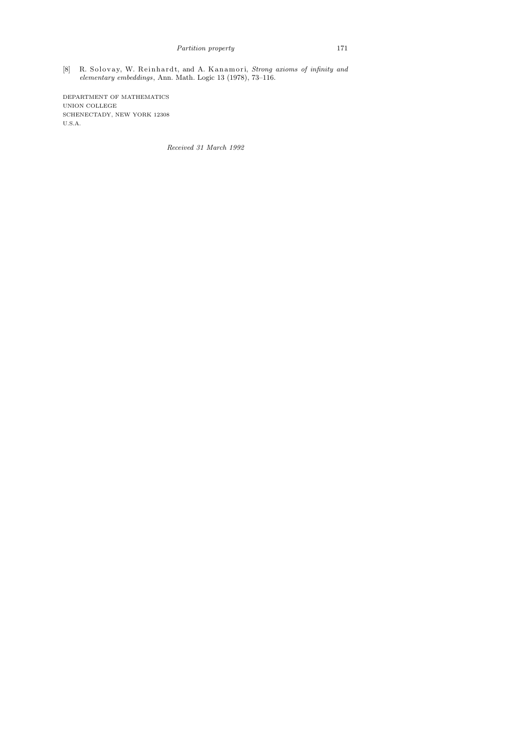[8] R. Solovay, W. Reinhardt, and A. Kanamori, *Strong axioms of infinity and elementary embeddings*, Ann. Math. Logic 13 (1978), 73–116.

DEPARTMENT OF MATHEMATICS
UNION COLLEGE
SCHENECTADY, NEW YORK 12308
U.S.A.

*Received 31 March 1992*